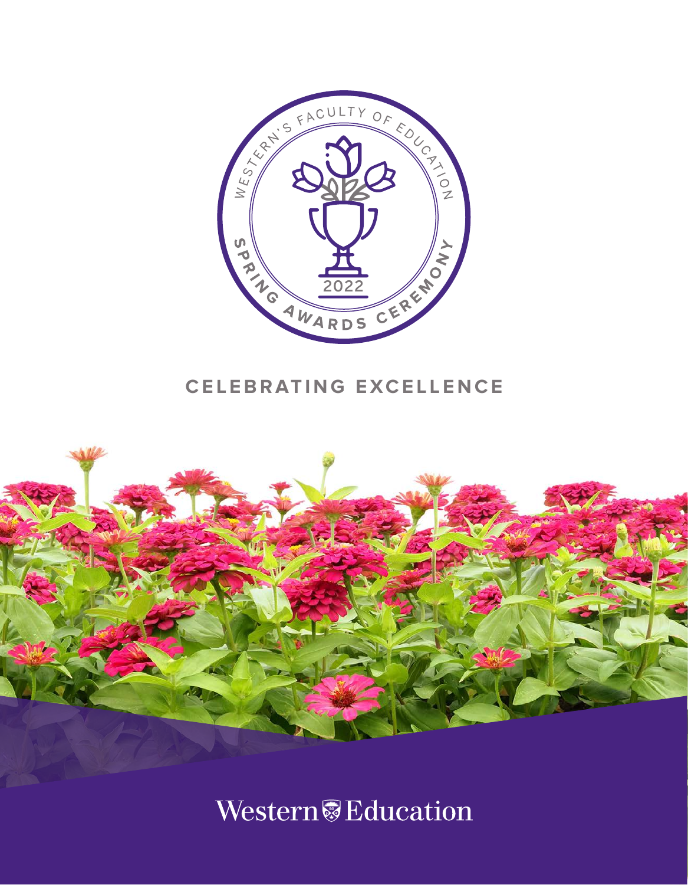WESTERN'S FACULTY OF EDUCATION

SPRING AWARDS CEREMONY

2022

# CELEBRATING EXCELLENCE

Western Education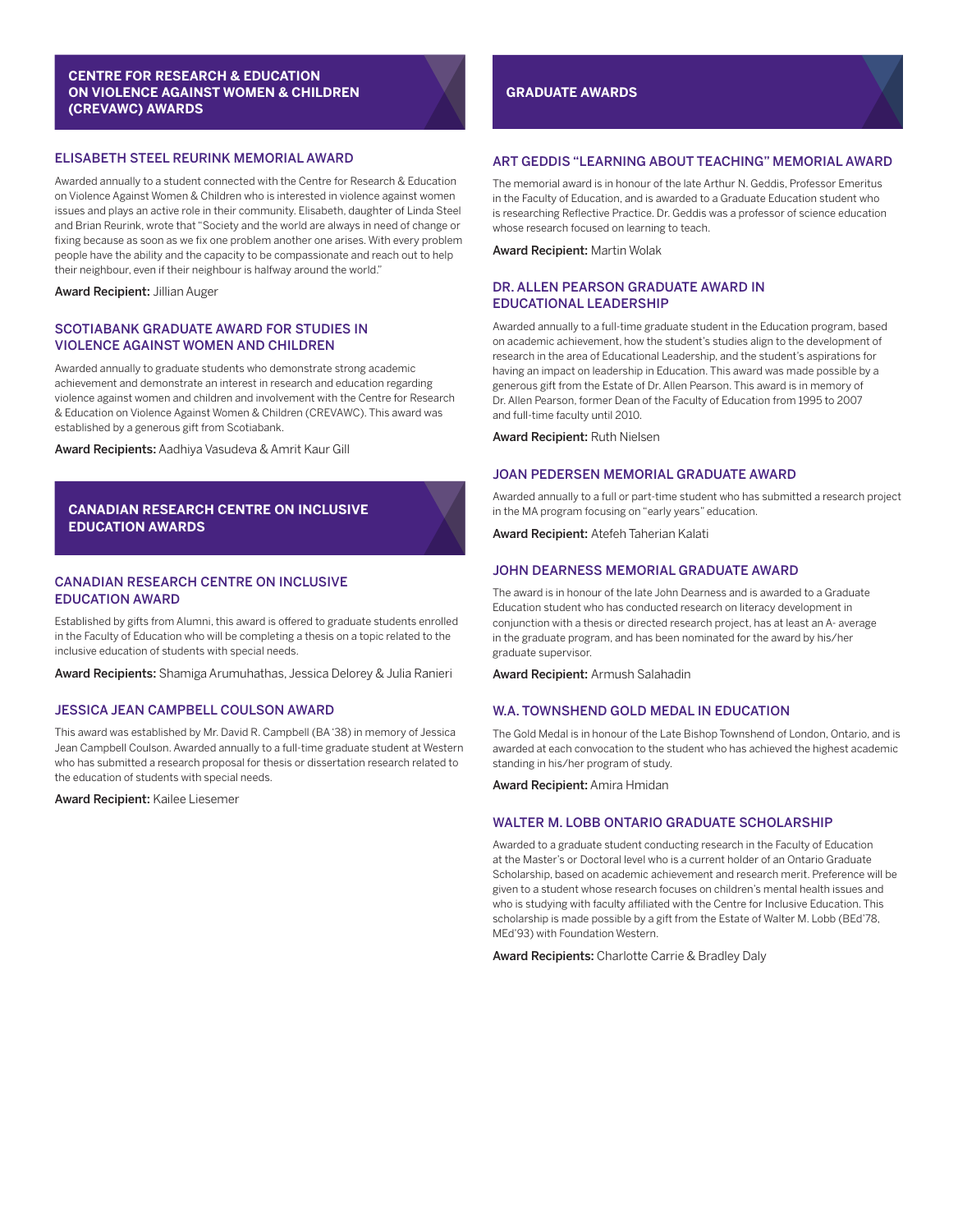## CENTRE FOR RESEARCH & EDUCATION ON VIOLENCE AGAINST WOMEN & CHILDREN (CREVAWC) AWARDS

### ELISABETH STEEL REURINK MEMORIAL AWARD

Awarded annually to a student connected with the Centre for Research & Education on Violence Against Women & Children who is interested in violence against women issues and plays an active role in their community. Elisabeth, daughter of Linda Steel and Brian Reurink, wrote that "Society and the world are always in need of change or fixing because as soon as we fix one problem another one arises. With every problem people have the ability and the capacity to be compassionate and reach out to help their neighbour, even if their neighbour is halfway around the world."

**Award Recipient:** Jillian Auger

### SCOTIABANK GRADUATE AWARD FOR STUDIES IN VIOLENCE AGAINST WOMEN AND CHILDREN

Awarded annually to graduate students who demonstrate strong academic achievement and demonstrate an interest in research and education regarding violence against women and children and involvement with the Centre for Research & Education on Violence Against Women & Children (CREVAWC). This award was established by a generous gift from Scotiabank.

**Award Recipients:** Aadhiya Vasudeva & Amrit Kaur Gill

## CANADIAN RESEARCH CENTRE ON INCLUSIVE EDUCATION AWARDS

### CANADIAN RESEARCH CENTRE ON INCLUSIVE EDUCATION AWARD

Established by gifts from Alumni, this award is offered to graduate students enrolled in the Faculty of Education who will be completing a thesis on a topic related to the inclusive education of students with special needs.

**Award Recipients:** Shamiga Arumuhathas, Jessica Delorey & Julia Ranieri

### JESSICA JEAN CAMPBELL COULSON AWARD

This award was established by Mr. David R. Campbell (BA '38) in memory of Jessica Jean Campbell Coulson. Awarded annually to a full-time graduate student at Western who has submitted a research proposal for thesis or dissertation research related to the education of students with special needs.

**Award Recipient:** Kailee Liesemer

## GRADUATE AWARDS

### ART GEDDIS "LEARNING ABOUT TEACHING" MEMORIAL AWARD

The memorial award is in honour of the late Arthur N. Geddis, Professor Emeritus in the Faculty of Education, and is awarded to a Graduate Education student who is researching Reflective Practice. Dr. Geddis was a professor of science education whose research focused on learning to teach.

**Award Recipient:** Martin Wolak

### DR. ALLEN PEARSON GRADUATE AWARD IN EDUCATIONAL LEADERSHIP

Awarded annually to a full-time graduate student in the Education program, based on academic achievement, how the student's studies align to the development of research in the area of Educational Leadership, and the student's aspirations for having an impact on leadership in Education. This award was made possible by a generous gift from the Estate of Dr. Allen Pearson. This award is in memory of Dr. Allen Pearson, former Dean of the Faculty of Education from 1995 to 2007 and full-time faculty until 2010.

**Award Recipient:** Ruth Nielsen

### JOAN PEDERSEN MEMORIAL GRADUATE AWARD

Awarded annually to a full or part-time student who has submitted a research project in the MA program focusing on "early years" education.

**Award Recipient:** Atefeh Taherian Kalati

### JOHN DEARNESS MEMORIAL GRADUATE AWARD

The award is in honour of the late John Dearness and is awarded to a Graduate Education student who has conducted research on literacy development in conjunction with a thesis or directed research project, has at least an A- average in the graduate program, and has been nominated for the award by his/her graduate supervisor.

**Award Recipient:** Armush Salahadin

### W.A. TOWNSHEND GOLD MEDAL IN EDUCATION

The Gold Medal is in honour of the Late Bishop Townshend of London, Ontario, and is awarded at each convocation to the student who has achieved the highest academic standing in his/her program of study.

**Award Recipient:** Amira Hmidan

### WALTER M. LOBB ONTARIO GRADUATE SCHOLARSHIP

Awarded to a graduate student conducting research in the Faculty of Education at the Master's or Doctoral level who is a current holder of an Ontario Graduate Scholarship, based on academic achievement and research merit. Preference will be given to a student whose research focuses on children's mental health issues and who is studying with faculty affiliated with the Centre for Inclusive Education. This scholarship is made possible by a gift from the Estate of Walter M. Lobb (BEd'78, MEd'93) with Foundation Western.

**Award Recipients:** Charlotte Carrie & Bradley Daly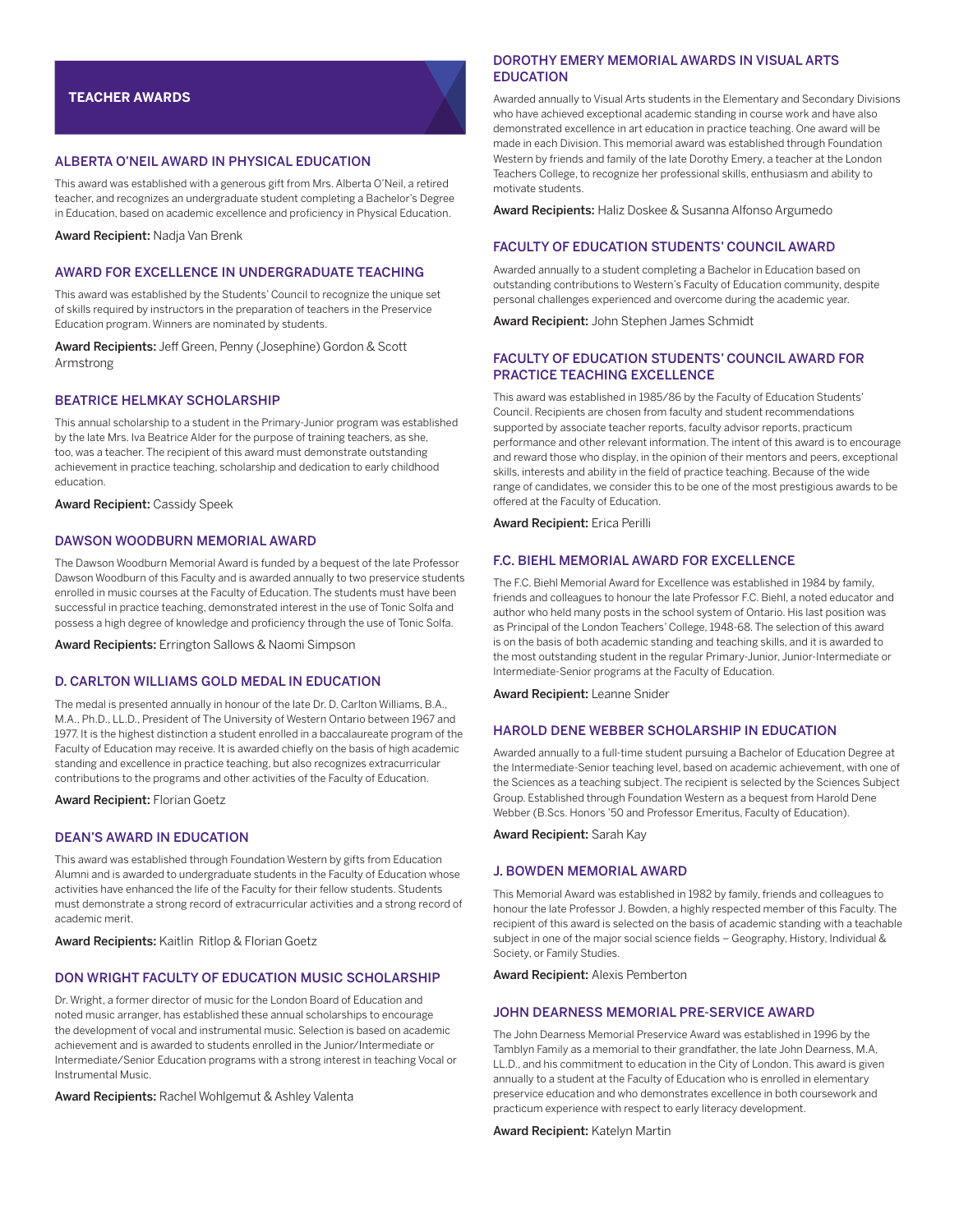# TEACHER AWARDS

## ALBERTA O'NEIL AWARD IN PHYSICAL EDUCATION

This award was established with a generous gift from Mrs. Alberta O'Neil, a retired teacher, and recognizes an undergraduate student completing a Bachelor's Degree in Education, based on academic excellence and proficiency in Physical Education.

**Award Recipient:** Nadja Van Brenk

## AWARD FOR EXCELLENCE IN UNDERGRADUATE TEACHING

This award was established by the Students' Council to recognize the unique set of skills required by instructors in the preparation of teachers in the Preservice Education program. Winners are nominated by students.

**Award Recipients:** Jeff Green, Penny (Josephine) Gordon & Scott Armstrong

## BEATRICE HELMKAY SCHOLARSHIP

This annual scholarship to a student in the Primary-Junior program was established by the late Mrs. Iva Beatrice Alder for the purpose of training teachers, as she, too, was a teacher. The recipient of this award must demonstrate outstanding achievement in practice teaching, scholarship and dedication to early childhood education.

**Award Recipient:** Cassidy Speek

## DAWSON WOODBURN MEMORIAL AWARD

The Dawson Woodburn Memorial Award is funded by a bequest of the late Professor Dawson Woodburn of this Faculty and is awarded annually to two preservice students enrolled in music courses at the Faculty of Education. The students must have been successful in practice teaching, demonstrated interest in the use of Tonic Solfa and possess a high degree of knowledge and proficiency through the use of Tonic Solfa.

**Award Recipients:** Errington Sallows & Naomi Simpson

## D. CARLTON WILLIAMS GOLD MEDAL IN EDUCATION

The medal is presented annually in honour of the late Dr. D. Carlton Williams, B.A., M.A., Ph.D., LL.D., President of The University of Western Ontario between 1967 and 1977. It is the highest distinction a student enrolled in a baccalaureate program of the Faculty of Education may receive. It is awarded chiefly on the basis of high academic standing and excellence in practice teaching, but also recognizes extracurricular contributions to the programs and other activities of the Faculty of Education.

**Award Recipient:** Florian Goetz

## DEAN'S AWARD IN EDUCATION

This award was established through Foundation Western by gifts from Education Alumni and is awarded to undergraduate students in the Faculty of Education whose activities have enhanced the life of the Faculty for their fellow students. Students must demonstrate a strong record of extracurricular activities and a strong record of academic merit.

**Award Recipients:** Kaitlin Ritlop & Florian Goetz

## DON WRIGHT FACULTY OF EDUCATION MUSIC SCHOLARSHIP

Dr. Wright, a former director of music for the London Board of Education and noted music arranger, has established these annual scholarships to encourage the development of vocal and instrumental music. Selection is based on academic achievement and is awarded to students enrolled in the Junior/Intermediate or Intermediate/Senior Education programs with a strong interest in teaching Vocal or Instrumental Music.

**Award Recipients:** Rachel Wohlgemut & Ashley Valenta

## DOROTHY EMERY MEMORIAL AWARDS IN VISUAL ARTS EDUCATION

Awarded annually to Visual Arts students in the Elementary and Secondary Divisions who have achieved exceptional academic standing in course work and have also demonstrated excellence in art education in practice teaching. One award will be made in each Division. This memorial award was established through Foundation Western by friends and family of the late Dorothy Emery, a teacher at the London Teachers College, to recognize her professional skills, enthusiasm and ability to motivate students.

**Award Recipients:** Haliz Doskee & Susanna Alfonso Argumedo

## FACULTY OF EDUCATION STUDENTS' COUNCIL AWARD

Awarded annually to a student completing a Bachelor in Education based on outstanding contributions to Western's Faculty of Education community, despite personal challenges experienced and overcome during the academic year.

**Award Recipient:** John Stephen James Schmidt

## FACULTY OF EDUCATION STUDENTS' COUNCIL AWARD FOR PRACTICE TEACHING EXCELLENCE

This award was established in 1985/86 by the Faculty of Education Students' Council. Recipients are chosen from faculty and student recommendations supported by associate teacher reports, faculty advisor reports, practicum performance and other relevant information. The intent of this award is to encourage and reward those who display, in the opinion of their mentors and peers, exceptional skills, interests and ability in the field of practice teaching. Because of the wide range of candidates, we consider this to be one of the most prestigious awards to be offered at the Faculty of Education.

**Award Recipient:** Erica Perilli

## F.C. BIEHL MEMORIAL AWARD FOR EXCELLENCE

The F.C. Biehl Memorial Award for Excellence was established in 1984 by family, friends and colleagues to honour the late Professor F.C. Biehl, a noted educator and author who held many posts in the school system of Ontario. His last position was as Principal of the London Teachers' College, 1948-68. The selection of this award is on the basis of both academic standing and teaching skills, and it is awarded to the most outstanding student in the regular Primary-Junior, Junior-Intermediate or Intermediate-Senior programs at the Faculty of Education.

**Award Recipient:** Leanne Snider

## HAROLD DENE WEBBER SCHOLARSHIP IN EDUCATION

Awarded annually to a full-time student pursuing a Bachelor of Education Degree at the Intermediate-Senior teaching level, based on academic achievement, with one of the Sciences as a teaching subject. The recipient is selected by the Sciences Subject Group. Established through Foundation Western as a bequest from Harold Dene Webber (B.Scs. Honors '50 and Professor Emeritus, Faculty of Education).

**Award Recipient:** Sarah Kay

## J. BOWDEN MEMORIAL AWARD

This Memorial Award was established in 1982 by family, friends and colleagues to honour the late Professor J. Bowden, a highly respected member of this Faculty. The recipient of this award is selected on the basis of academic standing with a teachable subject in one of the major social science fields – Geography, History, Individual & Society, or Family Studies.

**Award Recipient:** Alexis Pemberton

## JOHN DEARNESS MEMORIAL PRE-SERVICE AWARD

The John Dearness Memorial Preservice Award was established in 1996 by the Tamblyn Family as a memorial to their grandfather, the late John Dearness, M.A., LL.D., and his commitment to education in the City of London. This award is given annually to a student at the Faculty of Education who is enrolled in elementary preservice education and who demonstrates excellence in both coursework and practicum experience with respect to early literacy development.

**Award Recipient:** Katelyn Martin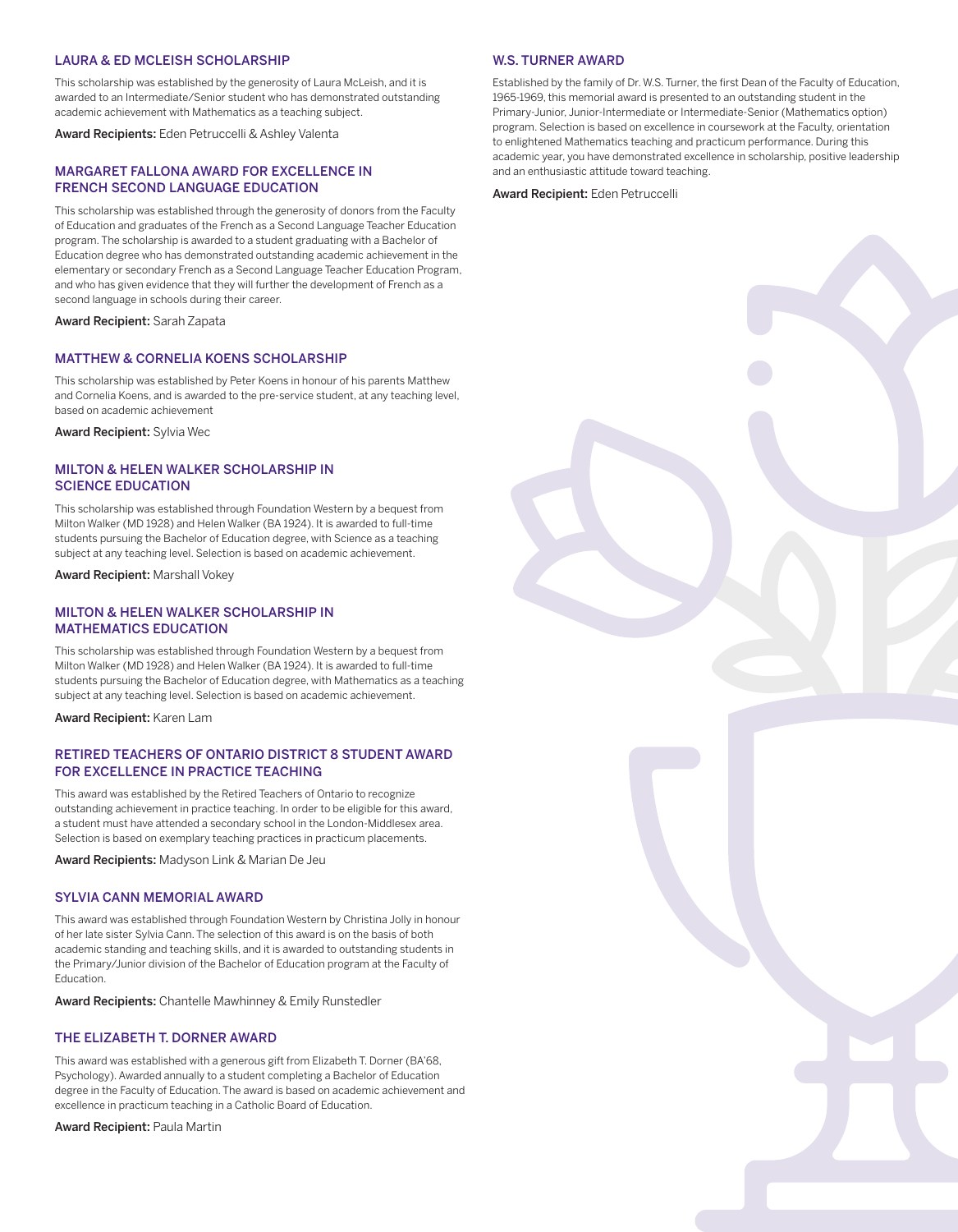## LAURA & ED MCLEISH SCHOLARSHIP

This scholarship was established by the generosity of Laura McLeish, and it is awarded to an Intermediate/Senior student who has demonstrated outstanding academic achievement with Mathematics as a teaching subject.

**Award Recipients:** Eden Petruccelli & Ashley Valenta

## MARGARET FALLONA AWARD FOR EXCELLENCE IN FRENCH SECOND LANGUAGE EDUCATION

This scholarship was established through the generosity of donors from the Faculty of Education and graduates of the French as a Second Language Teacher Education program. The scholarship is awarded to a student graduating with a Bachelor of Education degree who has demonstrated outstanding academic achievement in the elementary or secondary French as a Second Language Teacher Education Program, and who has given evidence that they will further the development of French as a second language in schools during their career.

**Award Recipient:** Sarah Zapata

## MATTHEW & CORNELIA KOENS SCHOLARSHIP

This scholarship was established by Peter Koens in honour of his parents Matthew and Cornelia Koens, and is awarded to the pre-service student, at any teaching level, based on academic achievement

**Award Recipient:** Sylvia Wec

## MILTON & HELEN WALKER SCHOLARSHIP IN SCIENCE EDUCATION

This scholarship was established through Foundation Western by a bequest from Milton Walker (MD 1928) and Helen Walker (BA 1924). It is awarded to full-time students pursuing the Bachelor of Education degree, with Science as a teaching subject at any teaching level. Selection is based on academic achievement.

**Award Recipient:** Marshall Vokey

## MILTON & HELEN WALKER SCHOLARSHIP IN MATHEMATICS EDUCATION

This scholarship was established through Foundation Western by a bequest from Milton Walker (MD 1928) and Helen Walker (BA 1924). It is awarded to full-time students pursuing the Bachelor of Education degree, with Mathematics as a teaching subject at any teaching level. Selection is based on academic achievement.

**Award Recipient:** Karen Lam

## RETIRED TEACHERS OF ONTARIO DISTRICT 8 STUDENT AWARD FOR EXCELLENCE IN PRACTICE TEACHING

This award was established by the Retired Teachers of Ontario to recognize outstanding achievement in practice teaching. In order to be eligible for this award, a student must have attended a secondary school in the London-Middlesex area. Selection is based on exemplary teaching practices in practicum placements.

**Award Recipients:** Madyson Link & Marian De Jeu

## SYLVIA CANN MEMORIAL AWARD

This award was established through Foundation Western by Christina Jolly in honour of her late sister Sylvia Cann. The selection of this award is on the basis of both academic standing and teaching skills, and it is awarded to outstanding students in the Primary/Junior division of the Bachelor of Education program at the Faculty of Education.

**Award Recipients:** Chantelle Mawhinney & Emily Runstedler

## THE ELIZABETH T. DORNER AWARD

This award was established with a generous gift from Elizabeth T. Dorner (BA'68, Psychology). Awarded annually to a student completing a Bachelor of Education degree in the Faculty of Education. The award is based on academic achievement and excellence in practicum teaching in a Catholic Board of Education.

**Award Recipient:** Paula Martin

## W.S. TURNER AWARD

Established by the family of Dr. W.S. Turner, the first Dean of the Faculty of Education, 1965-1969, this memorial award is presented to an outstanding student in the Primary-Junior, Junior-Intermediate or Intermediate-Senior (Mathematics option) program. Selection is based on excellence in coursework at the Faculty, orientation to enlightened Mathematics teaching and practicum performance. During this academic year, you have demonstrated excellence in scholarship, positive leadership and an enthusiastic attitude toward teaching.

**Award Recipient:** Eden Petruccelli